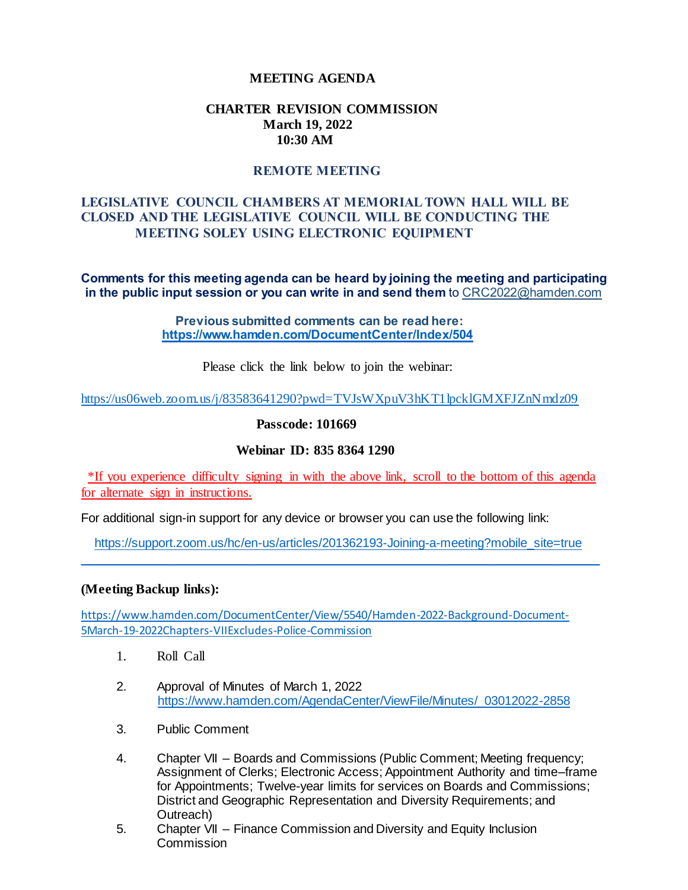# MEETING AGENDA

## CHARTER REVISION COMMISSION
**March 19, 2022**
**10:30 AM**

## REMOTE MEETING

**LEGISLATIVE COUNCIL CHAMBERS AT MEMORIAL TOWN HALL WILL BE CLOSED AND THE LEGISLATIVE COUNCIL WILL BE CONDUCTING THE MEETING SOLEY USING ELECTRONIC EQUIPMENT**

**Comments for this meeting agenda can be heard by joining the meeting and participating in the public input session or you can write in and send them** to CRC2022@hamden.com

**Previous submitted comments can be read here:**
**https://www.hamden.com/DocumentCenter/Index/504**

Please click the link below to join the webinar:

https://us06web.zoom.us/j/83583641290?pwd=TVJsWXpuV3hKT1lpcklGMXFJZnNmdz09

**Passcode: 101669**

**Webinar ID: 835 8364 1290**

*If you experience difficulty signing in with the above link, scroll to the bottom of this agenda for alternate sign in instructions.

For additional sign-in support for any device or browser you can use the following link:

https://support.zoom.us/hc/en-us/articles/201362193-Joining-a-meeting?mobile_site=true

---

**(Meeting Backup links):**

https://www.hamden.com/DocumentCenter/View/5540/Hamden-2022-Background-Document-5March-19-2022Chapters-VIIExcludes-Police-Commission

1. Roll Call
2. Approval of Minutes of March 1, 2022
   https://www.hamden.com/AgendaCenter/ViewFile/Minutes/_03012022-2858
3. Public Comment
4. Chapter VII – Boards and Commissions (Public Comment; Meeting frequency; Assignment of Clerks; Electronic Access; Appointment Authority and time–frame for Appointments; Twelve-year limits for services on Boards and Commissions; District and Geographic Representation and Diversity Requirements; and Outreach)
5. Chapter VII – Finance Commission and Diversity and Equity Inclusion Commission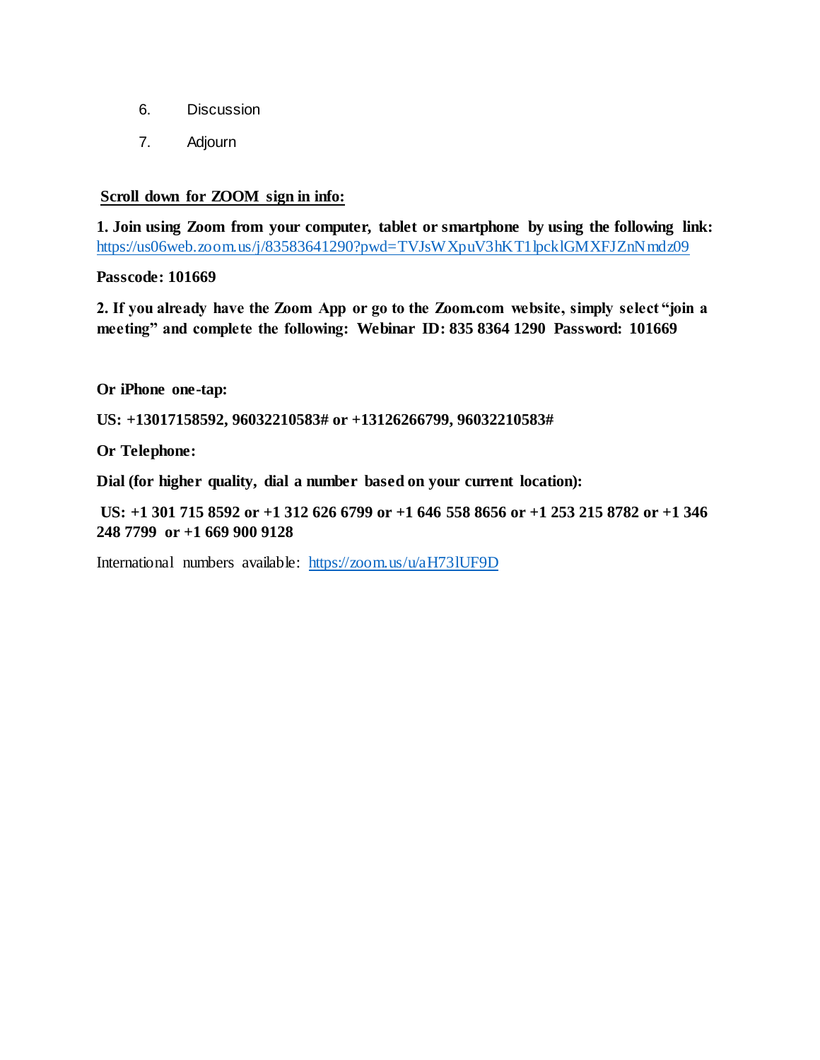6. Discussion
7. Adjourn

**Scroll down for ZOOM sign in info:**

**1. Join using Zoom from your computer, tablet or smartphone by using the following link:** https://us06web.zoom.us/j/83583641290?pwd=TVJsWXpuV3hKT1lpcklGMXFJZnNmdz09

**Passcode: 101669**

**2. If you already have the Zoom App or go to the Zoom.com website, simply select "join a meeting" and complete the following: Webinar ID: 835 8364 1290 Password: 101669**

**Or iPhone one-tap:**

**US: +13017158592, 96032210583# or +13126266799, 96032210583#**

**Or Telephone:**

**Dial (for higher quality, dial a number based on your current location):**

**US: +1 301 715 8592 or +1 312 626 6799 or +1 646 558 8656 or +1 253 215 8782 or +1 346 248 7799 or +1 669 900 9128**

International numbers available: https://zoom.us/u/aH73lUF9D